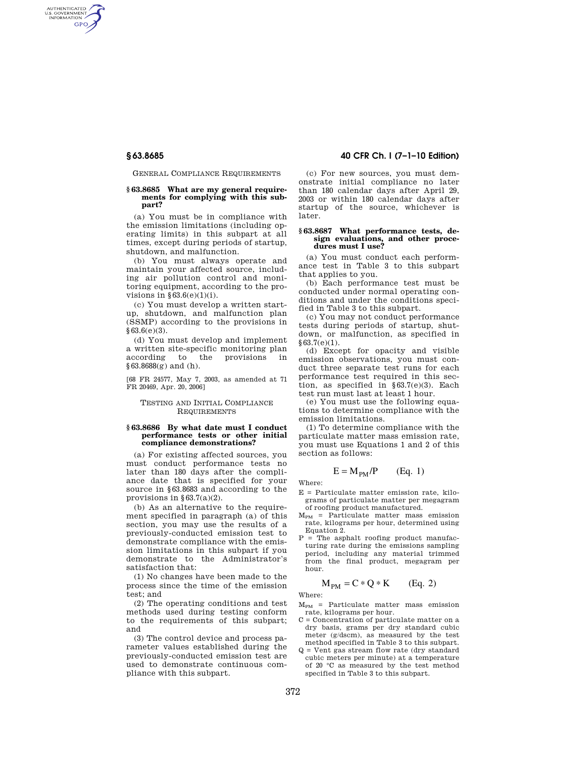GENERAL COMPLIANCE REQUIREMENTS

### § 63.8685 What are my general requirements for complying with this subpart?

(a) You must be in compliance with the emission limitations (including operating limits) in this subpart at all times, except during periods of startup, shutdown, and malfunction.

(b) You must always operate and maintain your affected source, including air pollution control and monitoring equipment, according to the provisions in §63.6(e)(1)(i).

(c) You must develop a written startup, shutdown, and malfunction plan (SSMP) according to the provisions in §63.6(e)(3).

(d) You must develop and implement a written site-specific monitoring plan according to the provisions in §63.8688(g) and (h).

[68 FR 24577, May 7, 2003, as amended at 71 FR 20469, Apr. 20, 2006]

TESTING AND INITIAL COMPLIANCE REQUIREMENTS

### § 63.8686 By what date must I conduct performance tests or other initial compliance demonstrations?

(a) For existing affected sources, you must conduct performance tests no later than 180 days after the compliance date that is specified for your source in §63.8683 and according to the provisions in §63.7(a)(2).

(b) As an alternative to the requirement specified in paragraph (a) of this section, you may use the results of a previously-conducted emission test to demonstrate compliance with the emission limitations in this subpart if you demonstrate to the Administrator's satisfaction that:

(1) No changes have been made to the process since the time of the emission test; and

(2) The operating conditions and test methods used during testing conform to the requirements of this subpart; and

(3) The control device and process parameter values established during the previously-conducted emission test are used to demonstrate continuous compliance with this subpart.

(c) For new sources, you must demonstrate initial compliance no later than 180 calendar days after April 29, 2003 or within 180 calendar days after startup of the source, whichever is later.

### § 63.8687 What performance tests, design evaluations, and other procedures must I use?

(a) You must conduct each performance test in Table 3 to this subpart that applies to you.

(b) Each performance test must be conducted under normal operating conditions and under the conditions specified in Table 3 to this subpart.

(c) You may not conduct performance tests during periods of startup, shutdown, or malfunction, as specified in §63.7(e)(1).

(d) Except for opacity and visible emission observations, you must conduct three separate test runs for each performance test required in this section, as specified in §63.7(e)(3). Each test run must last at least 1 hour.

(e) You must use the following equations to determine compliance with the emission limitations.

(1) To determine compliance with the particulate matter mass emission rate, you must use Equations 1 and 2 of this section as follows:

$$E = M_{PM}/P \qquad \text{(Eq. 1)}$$

Where:

E = Particulate matter emission rate, kilograms of particulate matter per megagram of roofing product manufactured.

$M_{PM}$ = Particulate matter mass emission rate, kilograms per hour, determined using Equation 2.

P = The asphalt roofing product manufacturing rate during the emissions sampling period, including any material trimmed from the final product, megagram per hour.

$$M_{PM} = C * Q * K \qquad \text{(Eq. 2)}$$

Where:

$M_{PM}$ = Particulate matter mass emission rate, kilograms per hour.

C = Concentration of particulate matter on a dry basis, grams per dry standard cubic meter (g/dscm), as measured by the test method specified in Table 3 to this subpart.

Q = Vent gas stream flow rate (dry standard cubic meters per minute) at a temperature of 20 °C as measured by the test method specified in Table 3 to this subpart.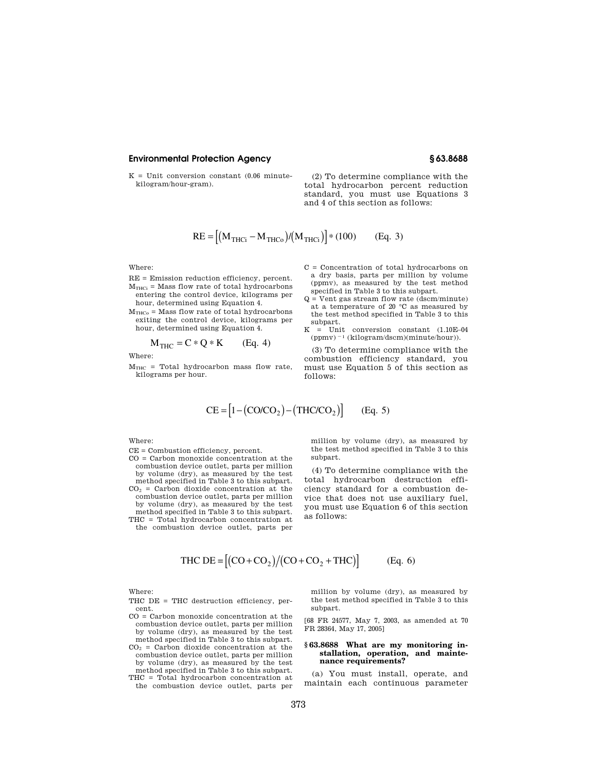K = Unit conversion constant (0.06 minute-kilogram/hour-gram).

(2) To determine compliance with the total hydrocarbon percent reduction standard, you must use Equations 3 and 4 of this section as follows:

$$RE = \left[\left(M_{THCi} - M_{THCo}\right)/\left(M_{THCi}\right)\right] * (100) \qquad \text{(Eq. 3)}$$

Where:

RE = Emission reduction efficiency, percent.

$M_{THCi}$ = Mass flow rate of total hydrocarbons entering the control device, kilograms per hour, determined using Equation 4.

$M_{THCo}$ = Mass flow rate of total hydrocarbons exiting the control device, kilograms per hour, determined using Equation 4.

$$M_{THC} = C * Q * K \qquad \text{(Eq. 4)}$$

Where:

$M_{THC}$ = Total hydrocarbon mass flow rate, kilograms per hour.

C = Concentration of total hydrocarbons on a dry basis, parts per million by volume (ppmv), as measured by the test method specified in Table 3 to this subpart.

Q = Vent gas stream flow rate (dscm/minute) at a temperature of 20 °C as measured by the test method specified in Table 3 to this subpart.

K = Unit conversion constant (1.10E–04 $(ppmv)^{-1}$ (kilogram/dscm)(minute/hour)).

(3) To determine compliance with the combustion efficiency standard, you must use Equation 5 of this section as follows:

$$CE = \left[1 - \left(CO/CO_2\right) - \left(THC/CO_2\right)\right] \qquad \text{(Eq. 5)}$$

Where:

CE = Combustion efficiency, percent.

CO = Carbon monoxide concentration at the combustion device outlet, parts per million by volume (dry), as measured by the test method specified in Table 3 to this subpart.

$CO_2$ = Carbon dioxide concentration at the combustion device outlet, parts per million by volume (dry), as measured by the test method specified in Table 3 to this subpart.

THC = Total hydrocarbon concentration at the combustion device outlet, parts per million by volume (dry), as measured by the test method specified in Table 3 to this subpart.

(4) To determine compliance with the total hydrocarbon destruction efficiency standard for a combustion device that does not use auxiliary fuel, you must use Equation 6 of this section as follows:

$$THC\ DE = \left[\left(CO + CO_2\right)/\left(CO + CO_2 + THC\right)\right] \qquad \text{(Eq. 6)}$$

Where:

THC DE = THC destruction efficiency, percent.

CO = Carbon monoxide concentration at the combustion device outlet, parts per million by volume (dry), as measured by the test method specified in Table 3 to this subpart.

$CO_2$ = Carbon dioxide concentration at the combustion device outlet, parts per million by volume (dry), as measured by the test method specified in Table 3 to this subpart.

THC = Total hydrocarbon concentration at the combustion device outlet, parts per million by volume (dry), as measured by the test method specified in Table 3 to this subpart.

[68 FR 24577, May 7, 2003, as amended at 70 FR 28364, May 17, 2005]

### § 63.8688 What are my monitoring installation, operation, and maintenance requirements?

(a) You must install, operate, and maintain each continuous parameter